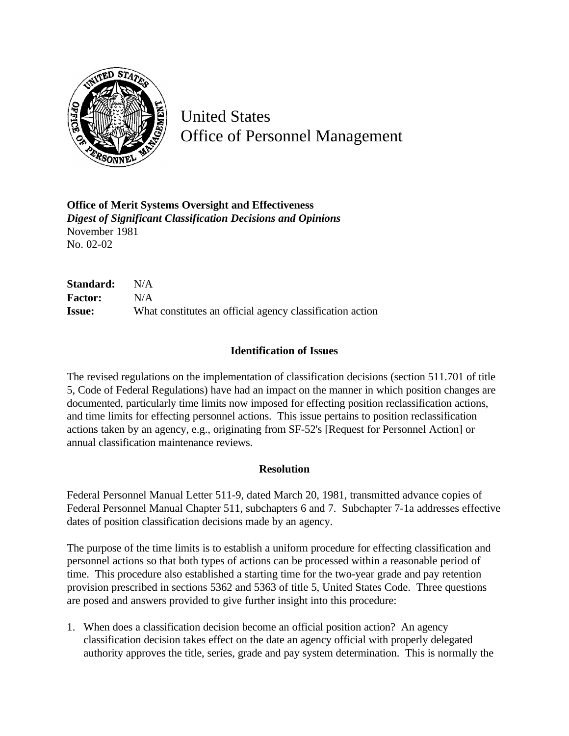United States
Office of Personnel Management

**Office of Merit Systems Oversight and Effectiveness**
***Digest of Significant Classification Decisions and Opinions***
November 1981
No. 02-02

**Standard:** N/A
**Factor:** N/A
**Issue:** What constitutes an official agency classification action

## Identification of Issues

The revised regulations on the implementation of classification decisions (section 511.701 of title 5, Code of Federal Regulations) have had an impact on the manner in which position changes are documented, particularly time limits now imposed for effecting position reclassification actions, and time limits for effecting personnel actions. This issue pertains to position reclassification actions taken by an agency, e.g., originating from SF-52's [Request for Personnel Action] or annual classification maintenance reviews.

## Resolution

Federal Personnel Manual Letter 511-9, dated March 20, 1981, transmitted advance copies of Federal Personnel Manual Chapter 511, subchapters 6 and 7. Subchapter 7-1a addresses effective dates of position classification decisions made by an agency.

The purpose of the time limits is to establish a uniform procedure for effecting classification and personnel actions so that both types of actions can be processed within a reasonable period of time. This procedure also established a starting time for the two-year grade and pay retention provision prescribed in sections 5362 and 5363 of title 5, United States Code. Three questions are posed and answers provided to give further insight into this procedure:

1. When does a classification decision become an official position action? An agency classification decision takes effect on the date an agency official with properly delegated authority approves the title, series, grade and pay system determination. This is normally the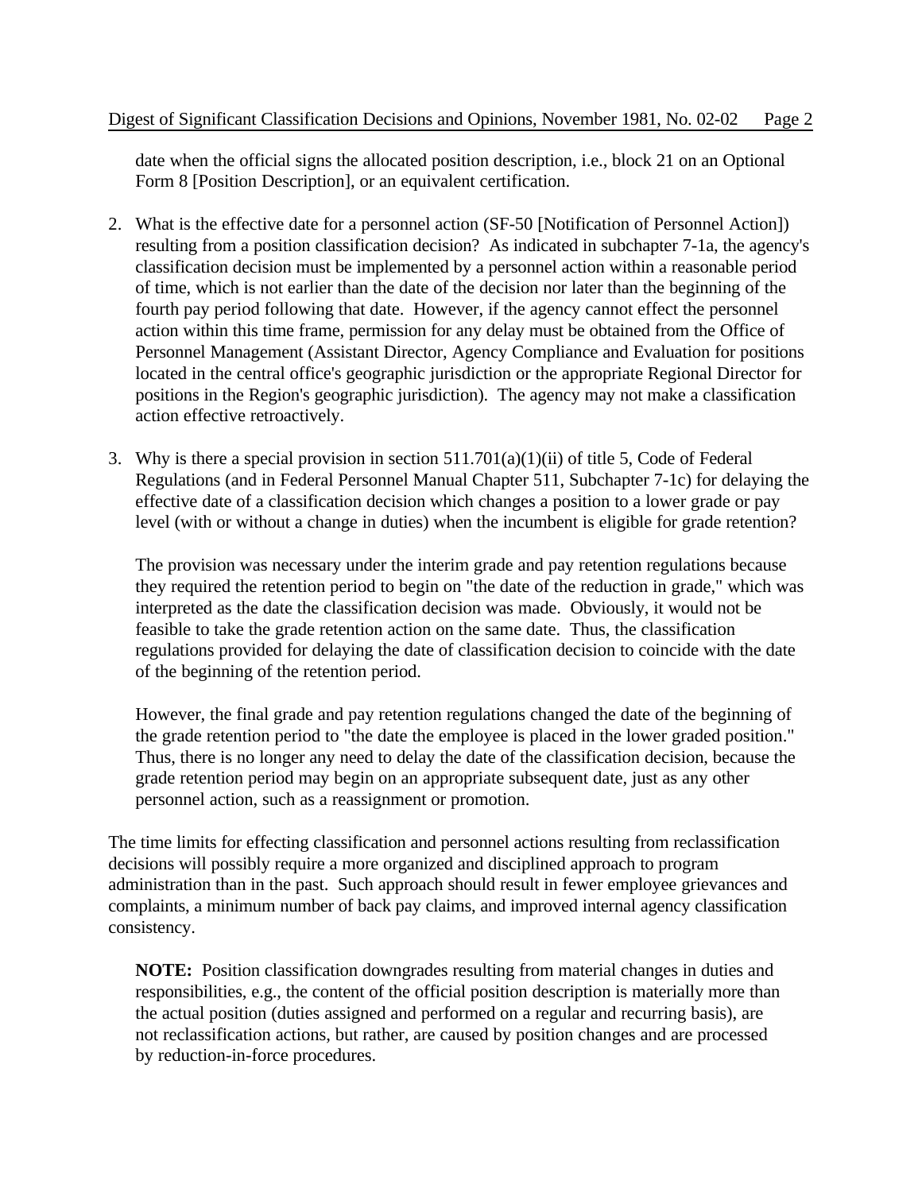date when the official signs the allocated position description, i.e., block 21 on an Optional Form 8 [Position Description], or an equivalent certification.

2. What is the effective date for a personnel action (SF-50 [Notification of Personnel Action]) resulting from a position classification decision? As indicated in subchapter 7-1a, the agency's classification decision must be implemented by a personnel action within a reasonable period of time, which is not earlier than the date of the decision nor later than the beginning of the fourth pay period following that date. However, if the agency cannot effect the personnel action within this time frame, permission for any delay must be obtained from the Office of Personnel Management (Assistant Director, Agency Compliance and Evaluation for positions located in the central office's geographic jurisdiction or the appropriate Regional Director for positions in the Region's geographic jurisdiction). The agency may not make a classification action effective retroactively.

3. Why is there a special provision in section 511.701(a)(1)(ii) of title 5, Code of Federal Regulations (and in Federal Personnel Manual Chapter 511, Subchapter 7-1c) for delaying the effective date of a classification decision which changes a position to a lower grade or pay level (with or without a change in duties) when the incumbent is eligible for grade retention?

   The provision was necessary under the interim grade and pay retention regulations because they required the retention period to begin on "the date of the reduction in grade," which was interpreted as the date the classification decision was made. Obviously, it would not be feasible to take the grade retention action on the same date. Thus, the classification regulations provided for delaying the date of classification decision to coincide with the date of the beginning of the retention period.

   However, the final grade and pay retention regulations changed the date of the beginning of the grade retention period to "the date the employee is placed in the lower graded position." Thus, there is no longer any need to delay the date of the classification decision, because the grade retention period may begin on an appropriate subsequent date, just as any other personnel action, such as a reassignment or promotion.

The time limits for effecting classification and personnel actions resulting from reclassification decisions will possibly require a more organized and disciplined approach to program administration than in the past. Such approach should result in fewer employee grievances and complaints, a minimum number of back pay claims, and improved internal agency classification consistency.

> **NOTE:** Position classification downgrades resulting from material changes in duties and responsibilities, e.g., the content of the official position description is materially more than the actual position (duties assigned and performed on a regular and recurring basis), are not reclassification actions, but rather, are caused by position changes and are processed by reduction-in-force procedures.